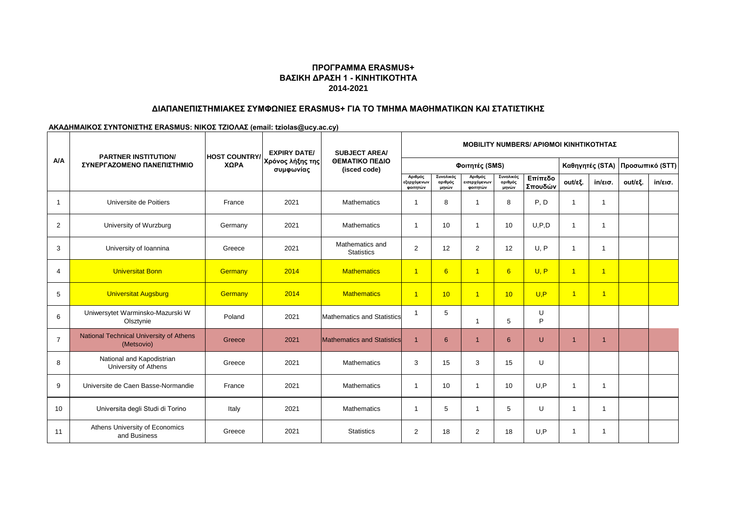## ΠΡΟΓΡΑΜΜΑ ERASMUS+
## ΒΑΣΙΚΗ ΔΡΑΣΗ 1 - ΚΙΝΗΤΙΚΟΤΗΤΑ
## 2014-2021

### ΔΙΑΠΑΝΕΠΙΣΤΗΜΙΑΚΕΣ ΣΥΜΦΩΝΙΕΣ ERASMUS+ ΓΙΑ ΤΟ ΤΜΗΜΑ ΜΑΘΗΜΑΤΙΚΩΝ ΚΑΙ ΣΤΑΤΙΣΤΙΚΗΣ

**ΑΚΑΔΗΜΑΙΚΟΣ ΣΥΝΤΟΝΙΣΤΗΣ ERASMUS: ΝΙΚΟΣ ΤΖΙΟΛΑΣ (email: tziolas@ucy.ac.cy)**

| A/A | PARTNER INSTITUTION/ ΣΥΝΕΡΓΑΖΟΜΕΝΟ ΠΑΝΕΠΙΣΤΗΜΙΟ | HOST COUNTRY/ ΧΩΡΑ | EXPIRY DATE/ Χρόνος λήξης της συμφωνίας | SUBJECT AREA/ ΘΕΜΑΤΙΚΟ ΠΕΔΙΟ (isced code) | MOBILITY NUMBERS/ ΑΡΙΘΜΟΙ ΚΙΝΗΤΙΚΟΤΗΤΑΣ | | | | | | | | |
|---|---|---|---|---|---|---|---|---|---|---|---|---|---|
| | | | | | Φοιτητές (SMS) | | | | | Καθηγητές (STA) | | Προσωπικό (STT) | |
| | | | | | Αριθμός εξερχόμενων φοιτητών | Συνολικός αριθμός μηνών | Αριθμός εισερχόμενων φοιτητών | Συνολικός αριθμός μηνών | Επίπεδο Σπουδών | out/εξ. | in/εισ. | out/εξ. | in/εισ. |
| 1 | Universite de Poitiers | France | 2021 | Mathematics | 1 | 8 | 1 | 8 | P, D | 1 | 1 | | |
| 2 | University of Wurzburg | Germany | 2021 | Mathematics | 1 | 10 | 1 | 10 | U,P,D | 1 | 1 | | |
| 3 | University of Ioannina | Greece | 2021 | Mathematics and Statistics | 2 | 12 | 2 | 12 | U, P | 1 | 1 | | |
| 4 | Universitat Bonn | Germany | 2014 | Mathematics | 1 | 6 | 1 | 6 | U, P | 1 | 1 | | |
| 5 | Universitat Augsburg | Germany | 2014 | Mathematics | 1 | 10 | 1 | 10 | U,P | 1 | 1 | | |
| 6 | Uniwersytet Warminsko-Mazurski W Olsztynie | Poland | 2021 | Mathematics and Statistics | 1 | 5 | 1 | 5 | U P | | | | |
| 7 | National Technical University of Athens (Metsovio) | Greece | 2021 | Mathematics and Statistics | 1 | 6 | 1 | 6 | U | 1 | 1 | | |
| 8 | National and Kapodistrian University of Athens | Greece | 2021 | Mathematics | 3 | 15 | 3 | 15 | U | | | | |
| 9 | Universite de Caen Basse-Normandie | France | 2021 | Mathematics | 1 | 10 | 1 | 10 | U,P | 1 | 1 | | |
| 10 | Universita degli Studi di Torino | Italy | 2021 | Mathematics | 1 | 5 | 1 | 5 | U | 1 | 1 | | |
| 11 | Athens University of Economics and Business | Greece | 2021 | Statistics | 2 | 18 | 2 | 18 | U,P | 1 | 1 | | |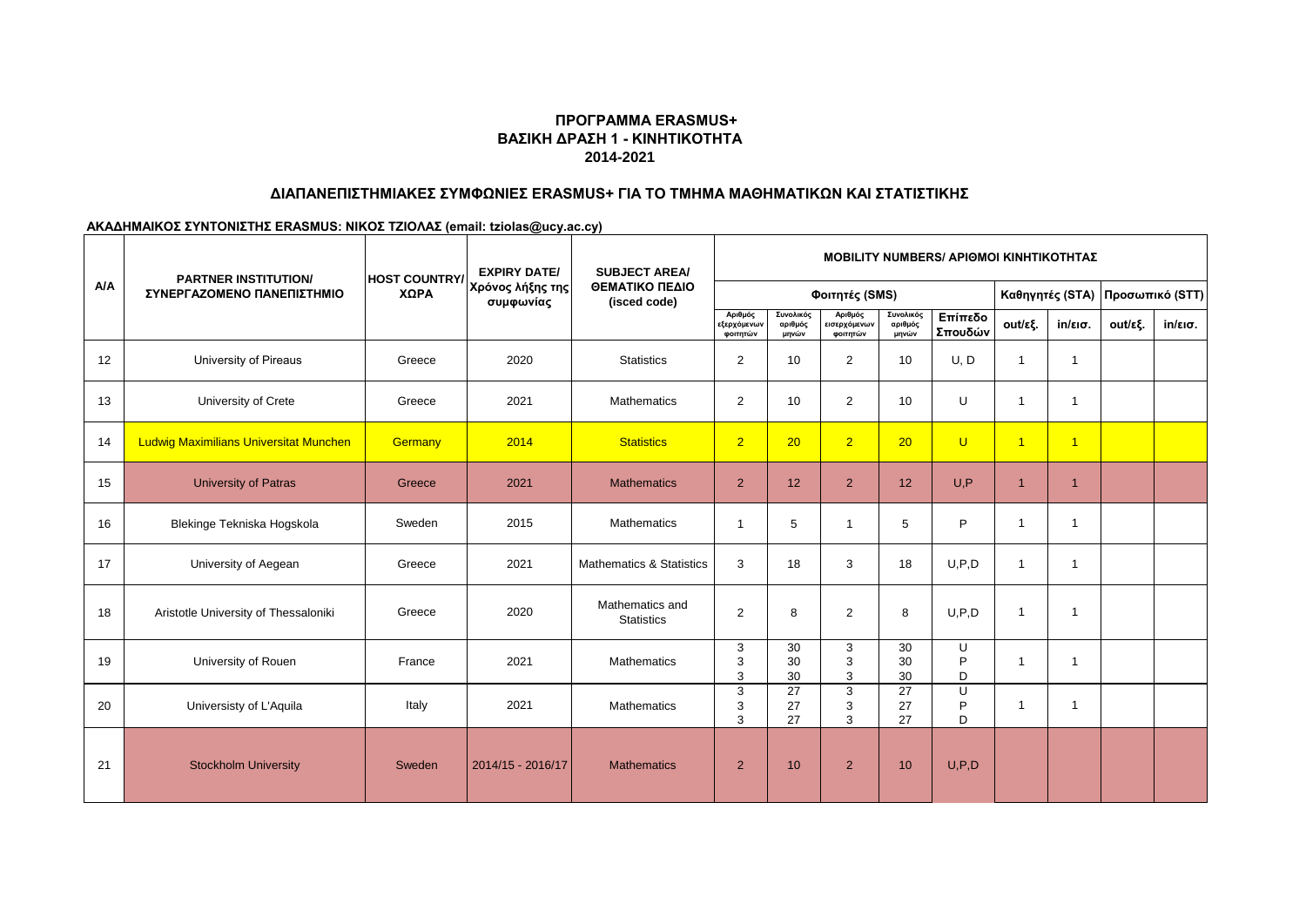**ΠΡΟΓΡΑΜΜΑ ERASMUS+**
**ΒΑΣΙΚΗ ΔΡΑΣΗ 1 - ΚΙΝΗΤΙΚΟΤΗΤΑ**
**2014-2021**

**ΔΙΑΠΑΝΕΠΙΣΤΗΜΙΑΚΕΣ ΣΥΜΦΩΝΙΕΣ ERASMUS+ ΓΙΑ ΤΟ ΤΜΗΜΑ ΜΑΘΗΜΑΤΙΚΩΝ ΚΑΙ ΣΤΑΤΙΣΤΙΚΗΣ**

**ΑΚΑΔΗΜΑΙΚΟΣ ΣΥΝΤΟΝΙΣΤΗΣ ERASMUS: ΝΙΚΟΣ ΤΖΙΟΛΑΣ (email: tziolas@ucy.ac.cy)**

| A/A | PARTNER INSTITUTION/ ΣΥΝΕΡΓΑΖΟΜΕΝΟ ΠΑΝΕΠΙΣΤΗΜΙΟ | HOST COUNTRY/ ΧΩΡΑ | EXPIRY DATE/ Χρόνος λήξης της συμφωνίας | SUBJECT AREA/ ΘΕΜΑΤΙΚΟ ΠΕΔΙΟ (isced code) | MOBILITY NUMBERS/ ΑΡΙΘΜΟΙ ΚΙΝΗΤΙΚΟΤΗΤΑΣ | | | | | | | | |
|---|---|---|---|---|---|---|---|---|---|---|---|---|---|
| | | | | | Φοιτητές (SMS) | | | | | Καθηγητές (STA) | | Προσωπικό (STT) | |
| | | | | | Αριθμός εξερχόμενων φοιτητών | Συνολικός αριθμός μηνών | Αριθμός εισερχόμενων φοιτητών | Συνολικός αριθμός μηνών | Επίπεδο Σπουδών | out/εξ. | in/εισ. | out/εξ. | in/εισ. |
| 12 | University of Pireaus | Greece | 2020 | Statistics | 2 | 10 | 2 | 10 | U, D | 1 | 1 | | |
| 13 | University of Crete | Greece | 2021 | Mathematics | 2 | 10 | 2 | 10 | U | 1 | 1 | | |
| 14 | Ludwig Maximilians Universitat Munchen | Germany | 2014 | Statistics | 2 | 20 | 2 | 20 | U | 1 | 1 | | |
| 15 | University of Patras | Greece | 2021 | Mathematics | 2 | 12 | 2 | 12 | U,P | 1 | 1 | | |
| 16 | Blekinge Tekniska Hogskola | Sweden | 2015 | Mathematics | 1 | 5 | 1 | 5 | P | 1 | 1 | | |
| 17 | University of Aegean | Greece | 2021 | Mathematics & Statistics | 3 | 18 | 3 | 18 | U,P,D | 1 | 1 | | |
| 18 | Aristotle University of Thessaloniki | Greece | 2020 | Mathematics and Statistics | 2 | 8 | 2 | 8 | U,P,D | 1 | 1 | | |
| 19 | University of Rouen | France | 2021 | Mathematics | 3<br>3<br>3 | 30<br>30<br>30 | 3<br>3<br>3 | 30<br>30<br>30 | U<br>P<br>D | 1 | 1 | | |
| 20 | Universisty of L'Aquila | Italy | 2021 | Mathematics | 3<br>3<br>3 | 27<br>27<br>27 | 3<br>3<br>3 | 27<br>27<br>27 | U<br>P<br>D | 1 | 1 | | |
| 21 | Stockholm University | Sweden | 2014/15 - 2016/17 | Mathematics | 2 | 10 | 2 | 10 | U,P,D | | | | |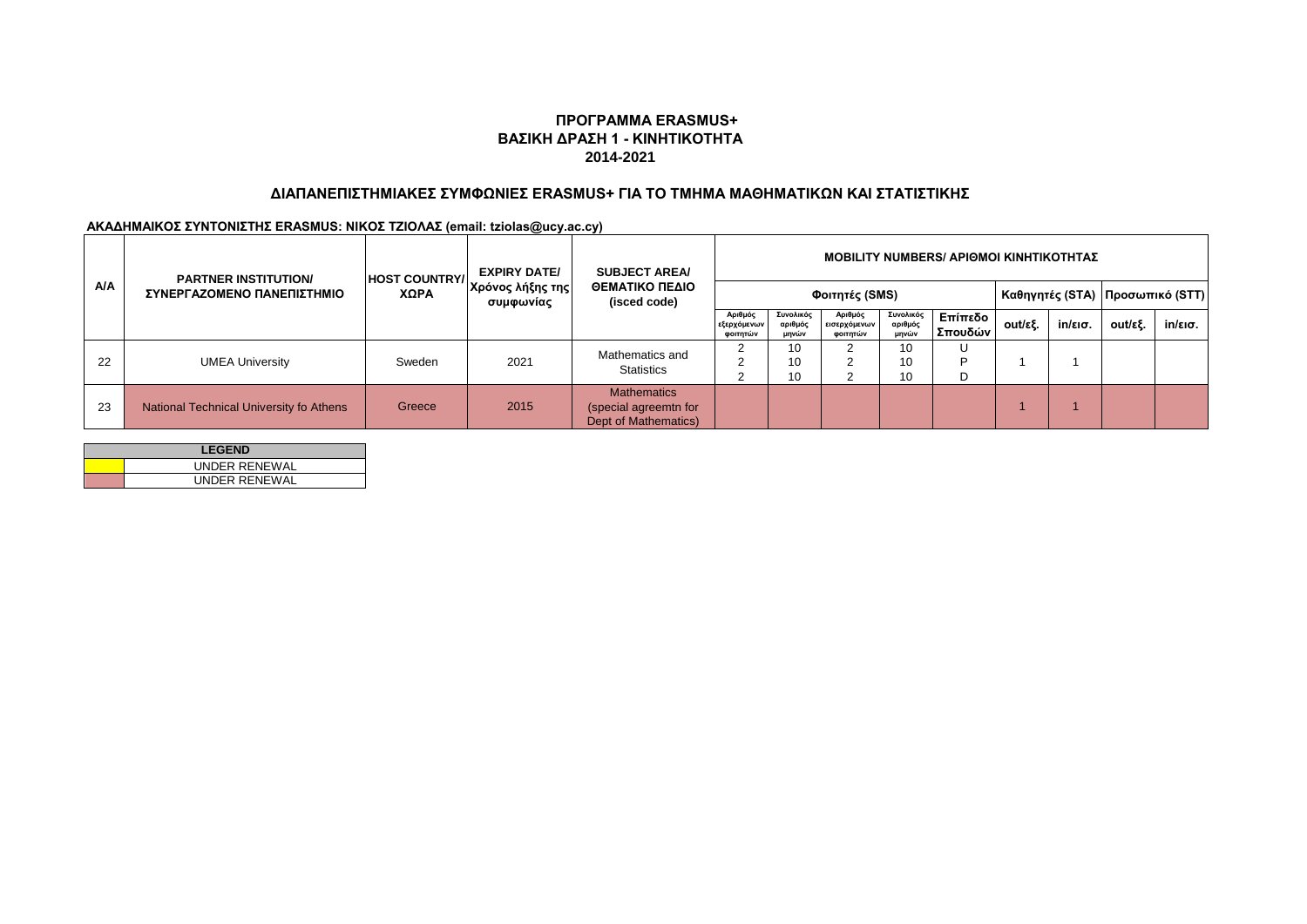## ΠΡΟΓΡΑΜΜΑ ERASMUS+
## ΒΑΣΙΚΗ ΔΡΑΣΗ 1 - ΚΙΝΗΤΙΚΟΤΗΤΑ
## 2014-2021

### ΔΙΑΠΑΝΕΠΙΣΤΗΜΙΑΚΕΣ ΣΥΜΦΩΝΙΕΣ ERASMUS+ ΓΙΑ ΤΟ ΤΜΗΜΑ ΜΑΘΗΜΑΤΙΚΩΝ ΚΑΙ ΣΤΑΤΙΣΤΙΚΗΣ

**ΑΚΑΔΗΜΑΙΚΟΣ ΣΥΝΤΟΝΙΣΤΗΣ ERASMUS: ΝΙΚΟΣ ΤΖΙΟΛΑΣ (email: tziolas@ucy.ac.cy)**

| A/A | PARTNER INSTITUTION/ ΣΥΝΕΡΓΑΖΟΜΕΝΟ ΠΑΝΕΠΙΣΤΗΜΙΟ | HOST COUNTRY/ ΧΩΡΑ | EXPIRY DATE/ Χρόνος λήξης της συμφωνίας | SUBJECT AREA/ ΘΕΜΑΤΙΚΟ ΠΕΔΙΟ (isced code) | MOBILITY NUMBERS/ ΑΡΙΘΜΟΙ ΚΙΝΗΤΙΚΟΤΗΤΑΣ | | | | | | | | |
|---|---|---|---|---|---|---|---|---|---|---|---|---|---|
| | | | | | Φοιτητές (SMS) | | | | | Καθηγητές (STA) | | Προσωπικό (STT) | |
| | | | | | Αριθμός εξερχόμενων φοιτητών | Συνολικός αριθμός μηνών | Αριθμός εισερχόμενων φοιτητών | Συνολικός αριθμός μηνών | Επίπεδο Σπουδών | out/εξ. | in/εισ. | out/εξ. | in/εισ. |
| 22 | UMEA University | Sweden | 2021 | Mathematics and Statistics | 2<br>2<br>2 | 10<br>10<br>10 | 2<br>2<br>2 | 10<br>10<br>10 | U<br>P<br>D | 1 | 1 | | |
| 23 | National Technical University fo Athens | Greece | 2015 | Mathematics (special agreemtn for Dept of Mathematics) | | | | | | 1 | 1 | | |

| LEGEND | |
|---|---|
| (yellow) | UNDER RENEWAL |
| (red) | UNDER RENEWAL |